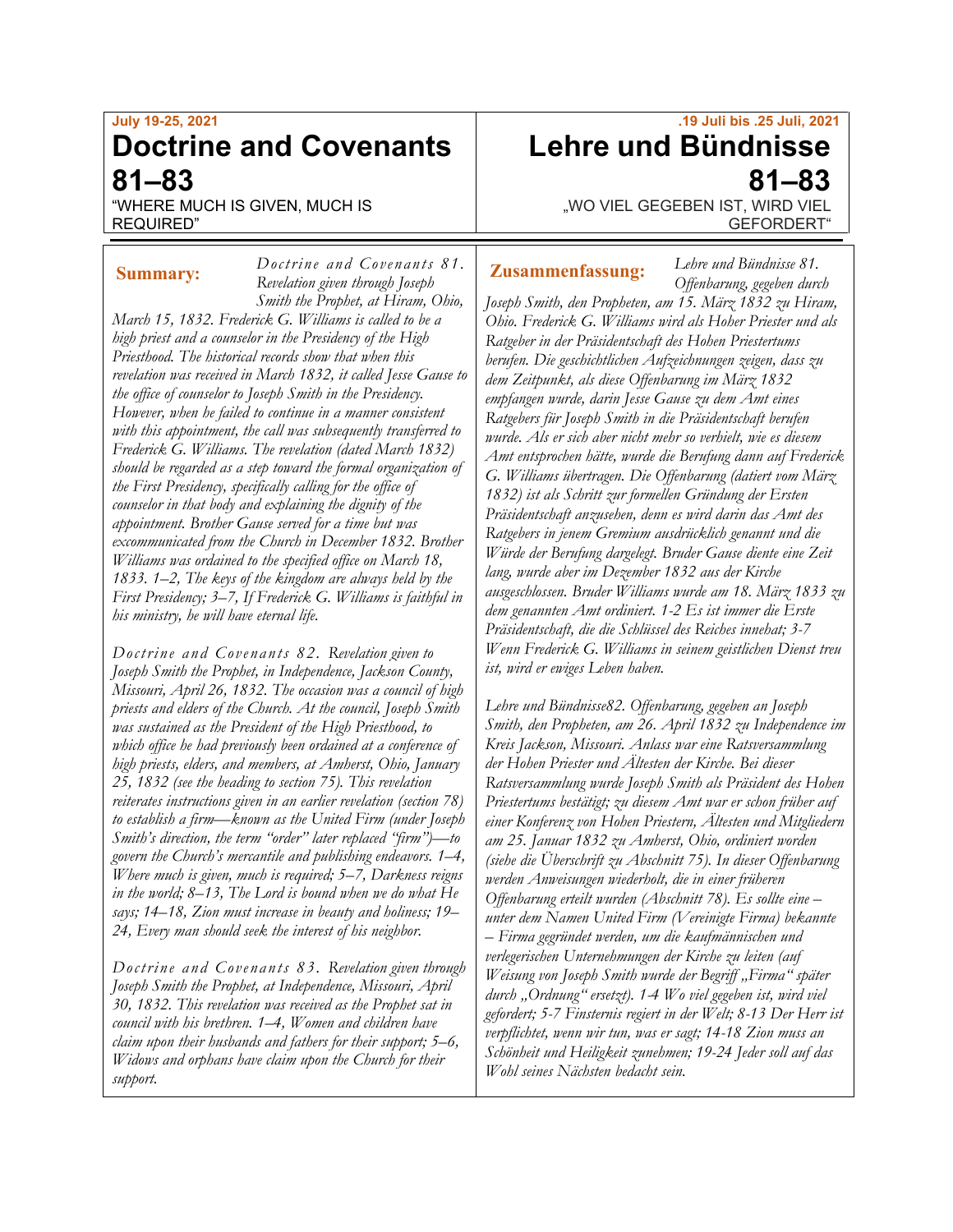July 19-25, 2021

# Doctrine and Covenants 81–83

"WHERE MUCH IS GIVEN, MUCH IS REQUIRED"

**Summary:** *Doctrine and Covenants 81. Revelation given through Joseph Smith the Prophet, at Hiram, Ohio, March 15, 1832. Frederick G. Williams is called to be a high priest and a counselor in the Presidency of the High Priesthood. The historical records show that when this revelation was received in March 1832, it called Jesse Gause to the office of counselor to Joseph Smith in the Presidency. However, when he failed to continue in a manner consistent with this appointment, the call was subsequently transferred to Frederick G. Williams. The revelation (dated March 1832) should be regarded as a step toward the formal organization of the First Presidency, specifically calling for the office of counselor in that body and explaining the dignity of the appointment. Brother Gause served for a time but was excommunicated from the Church in December 1832. Brother Williams was ordained to the specified office on March 18, 1833. 1–2, The keys of the kingdom are always held by the First Presidency; 3–7, If Frederick G. Williams is faithful in his ministry, he will have eternal life.*

*Doctrine and Covenants 82. Revelation given to Joseph Smith the Prophet, in Independence, Jackson County, Missouri, April 26, 1832. The occasion was a council of high priests and elders of the Church. At the council, Joseph Smith was sustained as the President of the High Priesthood, to which office he had previously been ordained at a conference of high priests, elders, and members, at Amherst, Ohio, January 25, 1832 (see the heading to section 75). This revelation reiterates instructions given in an earlier revelation (section 78) to establish a firm—known as the United Firm (under Joseph Smith's direction, the term "order" later replaced "firm")—to govern the Church's mercantile and publishing endeavors. 1–4, Where much is given, much is required; 5–7, Darkness reigns in the world; 8–13, The Lord is bound when we do what He says; 14–18, Zion must increase in beauty and holiness; 19–24, Every man should seek the interest of his neighbor.*

*Doctrine and Covenants 83. Revelation given through Joseph Smith the Prophet, at Independence, Missouri, April 30, 1832. This revelation was received as the Prophet sat in council with his brethren. 1–4, Women and children have claim upon their husbands and fathers for their support; 5–6, Widows and orphans have claim upon the Church for their support.*

.19 Juli bis .25 Juli, 2021

# Lehre und Bündnisse 81–83

„WO VIEL GEGEBEN IST, WIRD VIEL GEFORDERT"

**Zusammenfassung:** *Lehre und Bündnisse 81. Offenbarung, gegeben durch Joseph Smith, den Propheten, am 15. März 1832 zu Hiram, Ohio. Frederick G. Williams wird als Hoher Priester und als Ratgeber in der Präsidentschaft des Hohen Priestertums berufen. Die geschichtlichen Aufzeichnungen zeigen, dass zu dem Zeitpunkt, als diese Offenbarung im März 1832 empfangen wurde, darin Jesse Gause zu dem Amt eines Ratgebers für Joseph Smith in die Präsidentschaft berufen wurde. Als er sich aber nicht mehr so verhielt, wie es diesem Amt entsprochen hätte, wurde die Berufung dann auf Frederick G. Williams übertragen. Die Offenbarung (datiert vom März 1832) ist als Schritt zur formellen Gründung der Ersten Präsidentschaft anzusehen, denn es wird darin das Amt des Ratgebers in jenem Gremium ausdrücklich genannt und die Würde der Berufung dargelegt. Bruder Gause diente eine Zeit lang, wurde aber im Dezember 1832 aus der Kirche ausgeschlossen. Bruder Williams wurde am 18. März 1833 zu dem genannten Amt ordiniert. 1-2 Es ist immer die Erste Präsidentschaft, die die Schlüssel des Reiches innehat; 3-7 Wenn Frederick G. Williams in seinem geistlichen Dienst treu ist, wird er ewiges Leben haben.*

*Lehre und Bündnisse82. Offenbarung, gegeben an Joseph Smith, den Propheten, am 26. April 1832 zu Independence im Kreis Jackson, Missouri. Anlass war eine Ratsversammlung der Hohen Priester und Ältesten der Kirche. Bei dieser Ratsversammlung wurde Joseph Smith als Präsident des Hohen Priestertums bestätigt; zu diesem Amt war er schon früher auf einer Konferenz von Hohen Priestern, Ältesten und Mitgliedern am 25. Januar 1832 zu Amherst, Ohio, ordiniert worden (siehe die Überschrift zu Abschnitt 75). In dieser Offenbarung werden Anweisungen wiederholt, die in einer früheren Offenbarung erteilt wurden (Abschnitt 78). Es sollte eine – unter dem Namen United Firm (Vereinigte Firma) bekannte – Firma gegründet werden, um die kaufmännischen und verlegerischen Unternehmungen der Kirche zu leiten (auf Weisung von Joseph Smith wurde der Begriff „Firma" später durch „Ordnung" ersetzt). 1-4 Wo viel gegeben ist, wird viel gefordert; 5-7 Finsternis regiert in der Welt; 8-13 Der Herr ist verpflichtet, wenn wir tun, was er sagt; 14-18 Zion muss an Schönheit und Heiligkeit zunehmen; 19-24 Jeder soll auf das Wohl seines Nächsten bedacht sein.*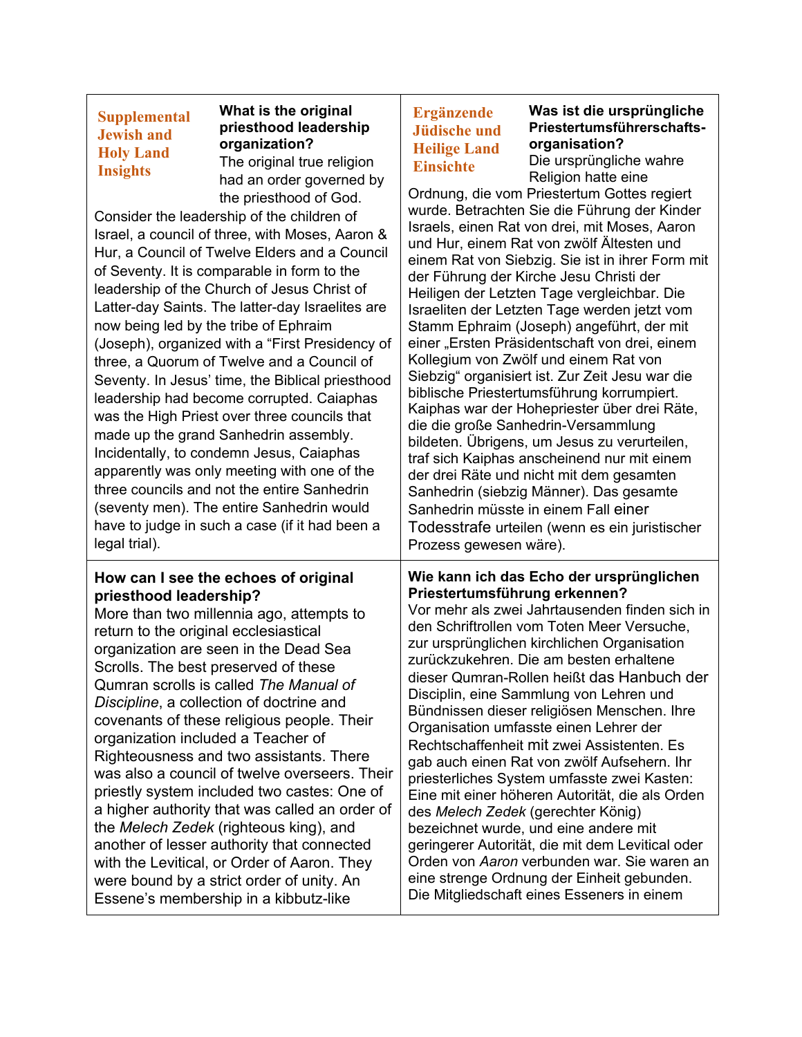| **Supplemental Jewish and Holy Land Insights** | **Ergänzende Jüdische und Heilige Land Einsichte** |
|---|---|
| **What is the original priesthood leadership organization?** The original true religion had an order governed by the priesthood of God. Consider the leadership of the children of Israel, a council of three, with Moses, Aaron & Hur, a Council of Twelve Elders and a Council of Seventy. It is comparable in form to the leadership of the Church of Jesus Christ of Latter-day Saints. The latter-day Israelites are now being led by the tribe of Ephraim (Joseph), organized with a "First Presidency of three, a Quorum of Twelve and a Council of Seventy. In Jesus' time, the Biblical priesthood leadership had become corrupted. Caiaphas was the High Priest over three councils that made up the grand Sanhedrin assembly. Incidentally, to condemn Jesus, Caiaphas apparently was only meeting with one of the three councils and not the entire Sanhedrin (seventy men). The entire Sanhedrin would have to judge in such a case (if it had been a legal trial). | **Was ist die ursprüngliche Priestertumsführerschafts-organisation?** Die ursprüngliche wahre Religion hatte eine Ordnung, die vom Priestertum Gottes regiert wurde. Betrachten Sie die Führung der Kinder Israels, einen Rat von drei, mit Moses, Aaron und Hur, einem Rat von zwölf Ältesten und einem Rat von Siebzig. Sie ist in ihrer Form mit der Führung der Kirche Jesu Christi der Heiligen der Letzten Tage vergleichbar. Die Israeliten der Letzten Tage werden jetzt vom Stamm Ephraim (Joseph) angeführt, der mit einer „Ersten Präsidentschaft von drei, einem Kollegium von Zwölf und einem Rat von Siebzig" organisiert ist. Zur Zeit Jesu war die biblische Priestertumsführung korrumpiert. Kaiphas war der Hohepriester über drei Räte, die die große Sanhedrin-Versammlung bildeten. Übrigens, um Jesus zu verurteilen, traf sich Kaiphas anscheinend nur mit einem der drei Räte und nicht mit dem gesamten Sanhedrin (siebzig Männer). Das gesamte Sanhedrin müsste in einem Fall einer Todesstrafe urteilen (wenn es ein juristischer Prozess gewesen wäre). |
| **How can I see the echoes of original priesthood leadership?** More than two millennia ago, attempts to return to the original ecclesiastical organization are seen in the Dead Sea Scrolls. The best preserved of these Qumran scrolls is called *The Manual of Discipline*, a collection of doctrine and covenants of these religious people. Their organization included a Teacher of Righteousness and two assistants. There was also a council of twelve overseers. Their priestly system included two castes: One of a higher authority that was called an order of the *Melech Zedek* (righteous king), and another of lesser authority that connected with the Levitical, or Order of Aaron. They were bound by a strict order of unity. An Essene's membership in a kibbutz-like | **Wie kann ich das Echo der ursprünglichen Priestertumsführung erkennen?** Vor mehr als zwei Jahrtausenden finden sich in den Schriftrollen vom Toten Meer Versuche, zur ursprünglichen kirchlichen Organisation zurückzukehren. Die am besten erhaltene dieser Qumran-Rollen heißt das Hanbuch der Disciplin, eine Sammlung von Lehren und Bündnissen dieser religiösen Menschen. Ihre Organisation umfasste einen Lehrer der Rechtschaffenheit mit zwei Assistenten. Es gab auch einen Rat von zwölf Aufsehern. Ihr priesterliches System umfasste zwei Kasten: Eine mit einer höheren Autorität, die als Orden des *Melech Zedek* (gerechter König) bezeichnet wurde, und eine andere mit geringerer Autorität, die mit dem Levitical oder Orden von *Aaron* verbunden war. Sie waren an eine strenge Ordnung der Einheit gebunden. Die Mitgliedschaft eines Esseners in einem |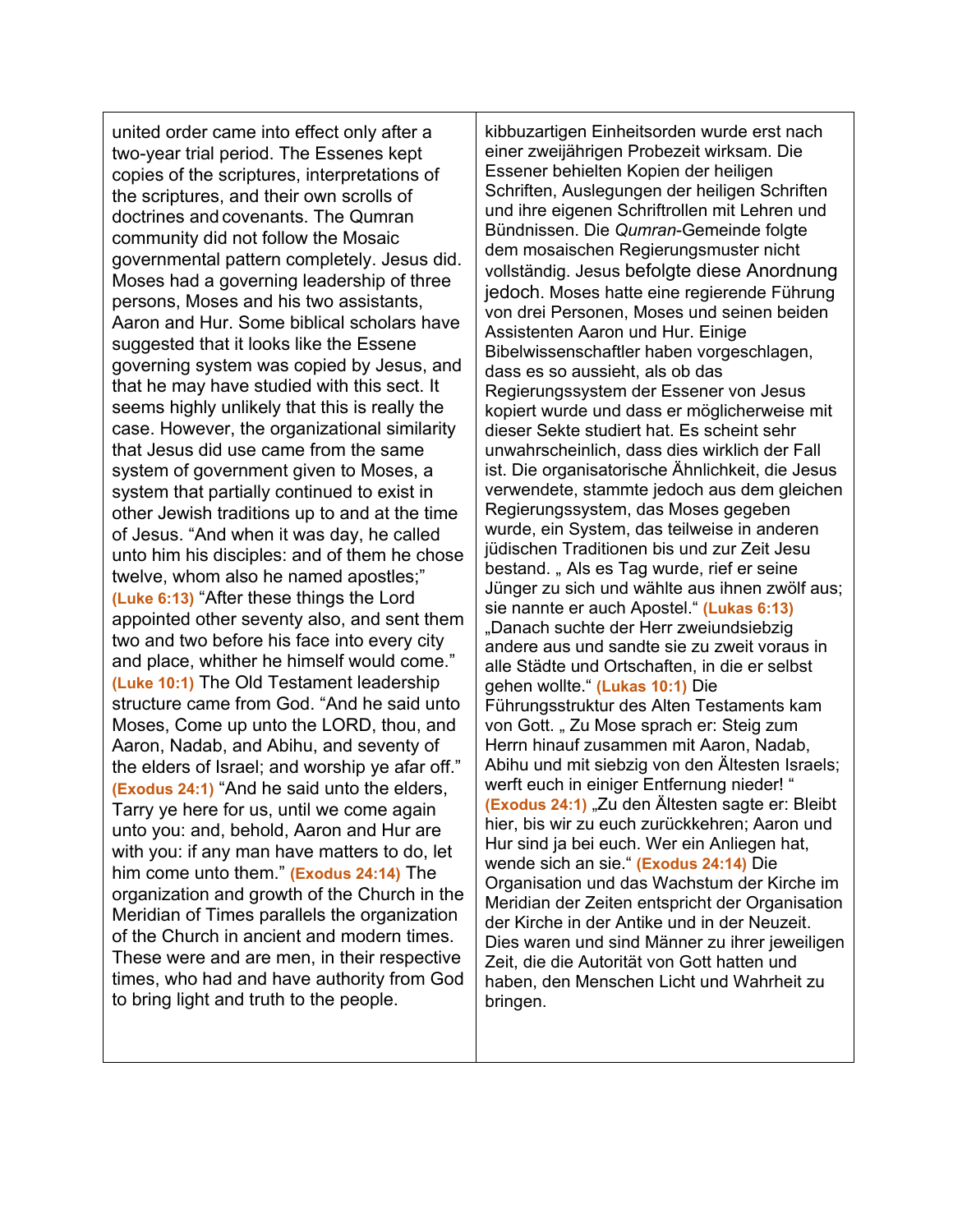| | |
|---|---|
| united order came into effect only after a two-year trial period. The Essenes kept copies of the scriptures, interpretations of the scriptures, and their own scrolls of doctrines and covenants. The Qumran community did not follow the Mosaic governmental pattern completely. Jesus did. Moses had a governing leadership of three persons, Moses and his two assistants, Aaron and Hur. Some biblical scholars have suggested that it looks like the Essene governing system was copied by Jesus, and that he may have studied with this sect. It seems highly unlikely that this is really the case. However, the organizational similarity that Jesus did use came from the same system of government given to Moses, a system that partially continued to exist in other Jewish traditions up to and at the time of Jesus. “And when it was day, he called unto him his disciples: and of them he chose twelve, whom also he named apostles;” **(Luke 6:13)** “After these things the Lord appointed other seventy also, and sent them two and two before his face into every city and place, whither he himself would come.” **(Luke 10:1)** The Old Testament leadership structure came from God. “And he said unto Moses, Come up unto the LORD, thou, and Aaron, Nadab, and Abihu, and seventy of the elders of Israel; and worship ye afar off.” **(Exodus 24:1)** “And he said unto the elders, Tarry ye here for us, until we come again unto you: and, behold, Aaron and Hur are with you: if any man have matters to do, let him come unto them.” **(Exodus 24:14)** The organization and growth of the Church in the Meridian of Times parallels the organization of the Church in ancient and modern times. These were and are men, in their respective times, who had and have authority from God to bring light and truth to the people. | kibbuzartigen Einheitsorden wurde erst nach einer zweijährigen Probezeit wirksam. Die Essener behielten Kopien der heiligen Schriften, Auslegungen der heiligen Schriften und ihre eigenen Schriftrollen mit Lehren und Bündnissen. Die *Qumran*-Gemeinde folgte dem mosaischen Regierungsmuster nicht vollständig. Jesus befolgte diese Anordnung jedoch. Moses hatte eine regierende Führung von drei Personen, Moses und seinen beiden Assistenten Aaron und Hur. Einige Bibelwissenschaftler haben vorgeschlagen, dass es so aussieht, als ob das Regierungssystem der Essener von Jesus kopiert wurde und dass er möglicherweise mit dieser Sekte studiert hat. Es scheint sehr unwahrscheinlich, dass dies wirklich der Fall ist. Die organisatorische Ähnlichkeit, die Jesus verwendete, stammte jedoch aus dem gleichen Regierungssystem, das Moses gegeben wurde, ein System, das teilweise in anderen jüdischen Traditionen bis und zur Zeit Jesu bestand. „ Als es Tag wurde, rief er seine Jünger zu sich und wählte aus ihnen zwölf aus; sie nannte er auch Apostel.“ **(Lukas 6:13)** „Danach suchte der Herr zweiundsiebzig andere aus und sandte sie zu zweit voraus in alle Städte und Ortschaften, in die er selbst gehen wollte.“ **(Lukas 10:1)** Die Führungsstruktur des Alten Testaments kam von Gott. „ Zu Mose sprach er: Steig zum Herrn hinauf zusammen mit Aaron, Nadab, Abihu und mit siebzig von den Ältesten Israels; werft euch in einiger Entfernung nieder! “ **(Exodus 24:1)** „Zu den Ältesten sagte er: Bleibt hier, bis wir zu euch zurückkehren; Aaron und Hur sind ja bei euch. Wer ein Anliegen hat, wende sich an sie.“ **(Exodus 24:14)** Die Organisation und das Wachstum der Kirche im Meridian der Zeiten entspricht der Organisation der Kirche in der Antike und in der Neuzeit. Dies waren und sind Männer zu ihrer jeweiligen Zeit, die die Autorität von Gott hatten und haben, den Menschen Licht und Wahrheit zu bringen. |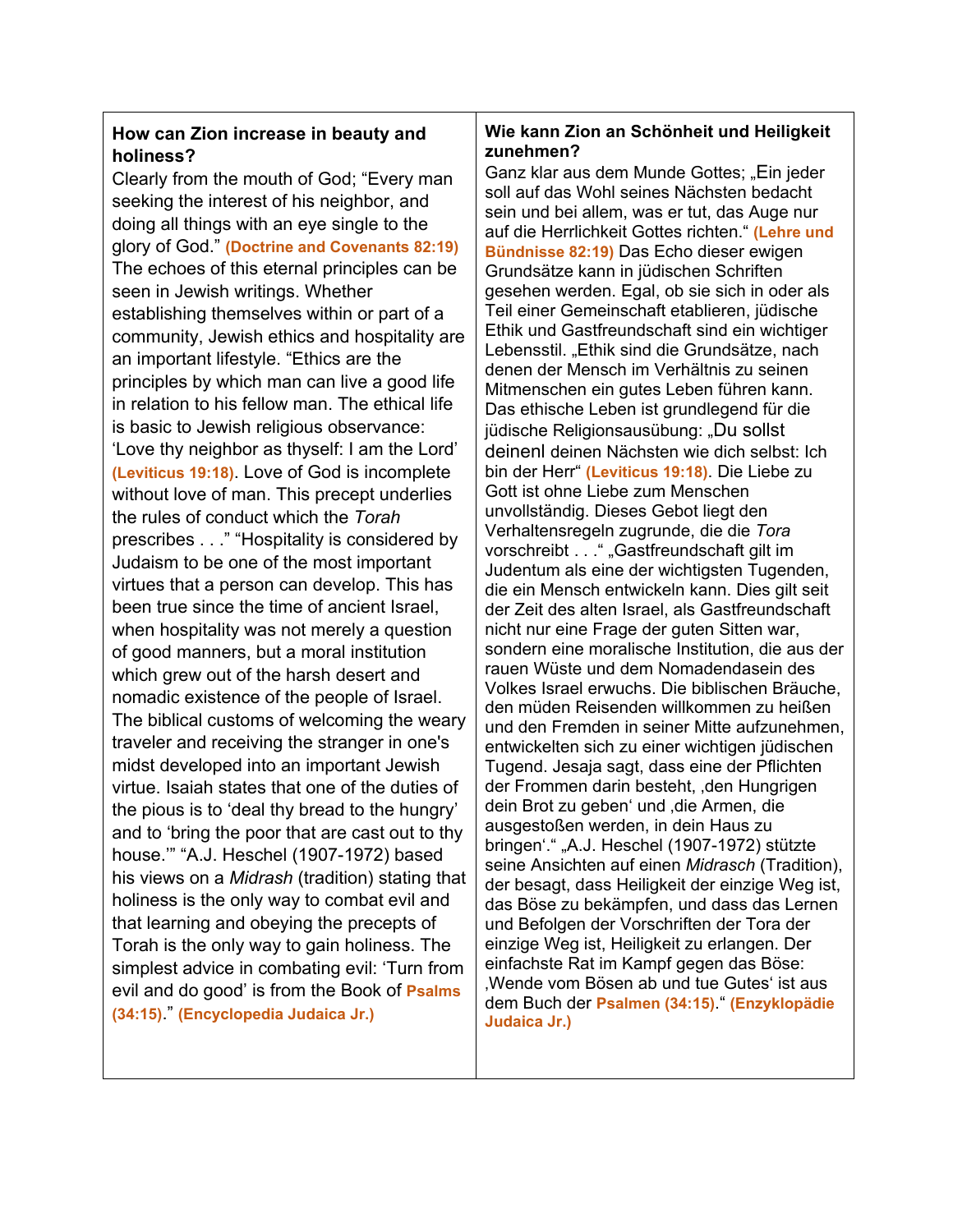**How can Zion increase in beauty and holiness?**

Clearly from the mouth of God; “Every man seeking the interest of his neighbor, and doing all things with an eye single to the glory of God.” **(Doctrine and Covenants 82:19)** The echoes of this eternal principles can be seen in Jewish writings. Whether establishing themselves within or part of a community, Jewish ethics and hospitality are an important lifestyle. “Ethics are the principles by which man can live a good life in relation to his fellow man. The ethical life is basic to Jewish religious observance: ‘Love thy neighbor as thyself: I am the Lord’ **(Leviticus 19:18)**. Love of God is incomplete without love of man. This precept underlies the rules of conduct which the *Torah* prescribes . . .” “Hospitality is considered by Judaism to be one of the most important virtues that a person can develop. This has been true since the time of ancient Israel, when hospitality was not merely a question of good manners, but a moral institution which grew out of the harsh desert and nomadic existence of the people of Israel. The biblical customs of welcoming the weary traveler and receiving the stranger in one's midst developed into an important Jewish virtue. Isaiah states that one of the duties of the pious is to ‘deal thy bread to the hungry’ and to ‘bring the poor that are cast out to thy house.’” “A.J. Heschel (1907-1972) based his views on a *Midrash* (tradition) stating that holiness is the only way to combat evil and that learning and obeying the precepts of Torah is the only way to gain holiness. The simplest advice in combating evil: ‘Turn from evil and do good’ is from the Book of **Psalms (34:15)**.” **(Encyclopedia Judaica Jr.)**

**Wie kann Zion an Schönheit und Heiligkeit zunehmen?**

Ganz klar aus dem Munde Gottes; „Ein jeder soll auf das Wohl seines Nächsten bedacht sein und bei allem, was er tut, das Auge nur auf die Herrlichkeit Gottes richten.“ **(Lehre und Bündnisse 82:19)** Das Echo dieser ewigen Grundsätze kann in jüdischen Schriften gesehen werden. Egal, ob sie sich in oder als Teil einer Gemeinschaft etablieren, jüdische Ethik und Gastfreundschaft sind ein wichtiger Lebensstil. „Ethik sind die Grundsätze, nach denen der Mensch im Verhältnis zu seinen Mitmenschen ein gutes Leben führen kann. Das ethische Leben ist grundlegend für die jüdische Religionsausübung: „Du sollst deinenl deinen Nächsten wie dich selbst: Ich bin der Herr“ **(Leviticus 19:18)**. Die Liebe zu Gott ist ohne Liebe zum Menschen unvollständig. Dieses Gebot liegt den Verhaltensregeln zugrunde, die die *Tora* vorschreibt . . .“ „Gastfreundschaft gilt im Judentum als eine der wichtigsten Tugenden, die ein Mensch entwickeln kann. Dies gilt seit der Zeit des alten Israel, als Gastfreundschaft nicht nur eine Frage der guten Sitten war, sondern eine moralische Institution, die aus der rauen Wüste und dem Nomadendasein des Volkes Israel erwuchs. Die biblischen Bräuche, den müden Reisenden willkommen zu heißen und den Fremden in seiner Mitte aufzunehmen, entwickelten sich zu einer wichtigen jüdischen Tugend. Jesaja sagt, dass eine der Pflichten der Frommen darin besteht, ‚den Hungrigen dein Brot zu geben‘ und ‚die Armen, die ausgestoßen werden, in dein Haus zu bringen‘.“ „A.J. Heschel (1907-1972) stützte seine Ansichten auf einen *Midrasch* (Tradition), der besagt, dass Heiligkeit der einzige Weg ist, das Böse zu bekämpfen, und dass das Lernen und Befolgen der Vorschriften der Tora der einzige Weg ist, Heiligkeit zu erlangen. Der einfachste Rat im Kampf gegen das Böse: ‚Wende vom Bösen ab und tue Gutes‘ ist aus dem Buch der **Psalmen (34:15)**.“ **(Enzyklopädie Judaica Jr.)**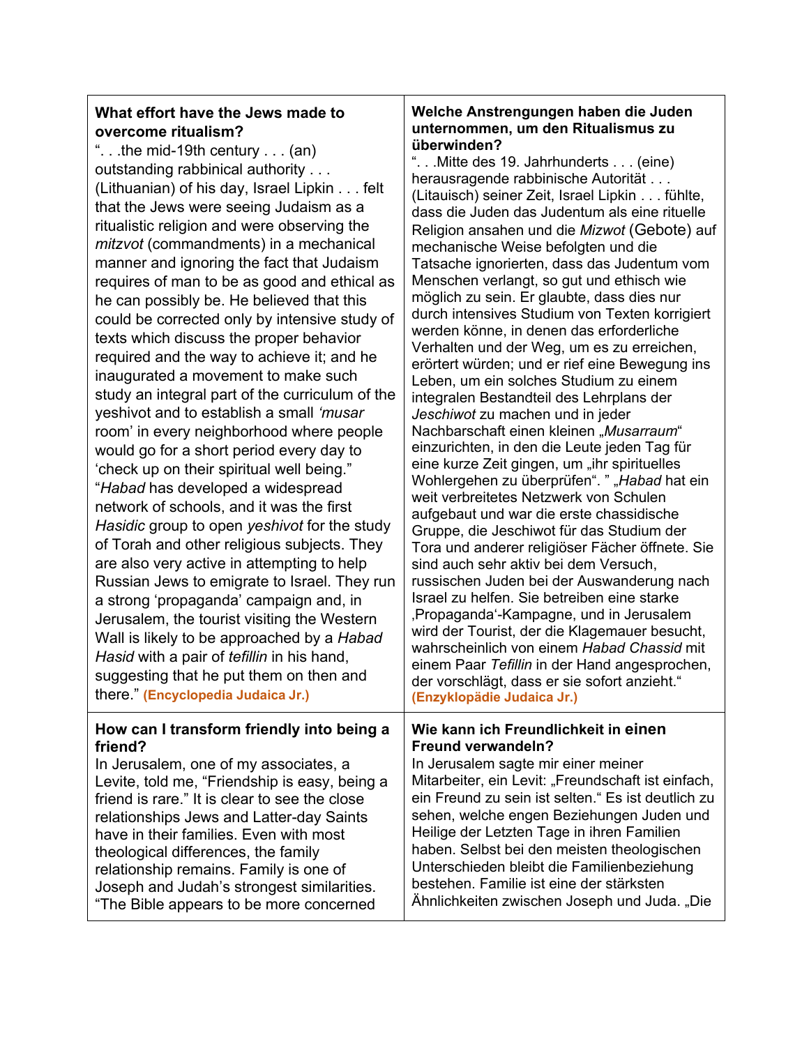| **What effort have the Jews made to overcome ritualism?**<br>“. . .the mid-19th century . . . (an) outstanding rabbinical authority . . . (Lithuanian) of his day, Israel Lipkin . . . felt that the Jews were seeing Judaism as a ritualistic religion and were observing the *mitzvot* (commandments) in a mechanical manner and ignoring the fact that Judaism requires of man to be as good and ethical as he can possibly be. He believed that this could be corrected only by intensive study of texts which discuss the proper behavior required and the way to achieve it; and he inaugurated a movement to make such study an integral part of the curriculum of the yeshivot and to establish a small *‘musar* room’ in every neighborhood where people would go for a short period every day to ‘check up on their spiritual well being.” “*Habad* has developed a widespread network of schools, and it was the first *Hasidic* group to open *yeshivot* for the study of Torah and other religious subjects. They are also very active in attempting to help Russian Jews to emigrate to Israel. They run a strong ‘propaganda’ campaign and, in Jerusalem, the tourist visiting the Western Wall is likely to be approached by a *Habad Hasid* with a pair of *tefillin* in his hand, suggesting that he put them on then and there.” **(Encyclopedia Judaica Jr.)** | **Welche Anstrengungen haben die Juden unternommen, um den Ritualismus zu überwinden?**<br>“. . .Mitte des 19. Jahrhunderts . . . (eine) herausragende rabbinische Autorität . . . (Litauisch) seiner Zeit, Israel Lipkin . . . fühlte, dass die Juden das Judentum als eine rituelle Religion ansahen und die *Mizwot* (Gebote) auf mechanische Weise befolgten und die Tatsache ignorierten, dass das Judentum vom Menschen verlangt, so gut und ethisch wie möglich zu sein. Er glaubte, dass dies nur durch intensives Studium von Texten korrigiert werden könne, in denen das erforderliche Verhalten und der Weg, um es zu erreichen, erörtert würden; und er rief eine Bewegung ins Leben, um ein solches Studium zu einem integralen Bestandteil des Lehrplans der *Jeschiwot* zu machen und in jeder Nachbarschaft einen kleinen „*Musarraum*“ einzurichten, in den die Leute jeden Tag für eine kurze Zeit gingen, um „ihr spirituelles Wohlergehen zu überprüfen“. ” „*Habad* hat ein weit verbreitetes Netzwerk von Schulen aufgebaut und war die erste chassidische Gruppe, die Jeschiwot für das Studium der Tora und anderer religiöser Fächer öffnete. Sie sind auch sehr aktiv bei dem Versuch, russischen Juden bei der Auswanderung nach Israel zu helfen. Sie betreiben eine starke ‚Propaganda‘-Kampagne, und in Jerusalem wird der Tourist, der die Klagemauer besucht, wahrscheinlich von einem *Habad Chassid* mit einem Paar *Tefillin* in der Hand angesprochen, der vorschlägt, dass er sie sofort anzieht.“ **(Enzyklopädie Judaica Jr.)** |
|---|---|
| **How can I transform friendly into being a friend?**<br>In Jerusalem, one of my associates, a Levite, told me, “Friendship is easy, being a friend is rare.” It is clear to see the close relationships Jews and Latter-day Saints have in their families. Even with most theological differences, the family relationship remains. Family is one of Joseph and Judah’s strongest similarities. “The Bible appears to be more concerned | **Wie kann ich Freundlichkeit in einen Freund verwandeln?**<br>In Jerusalem sagte mir einer meiner Mitarbeiter, ein Levit: „Freundschaft ist einfach, ein Freund zu sein ist selten.“ Es ist deutlich zu sehen, welche engen Beziehungen Juden und Heilige der Letzten Tage in ihren Familien haben. Selbst bei den meisten theologischen Unterschieden bleibt die Familienbeziehung bestehen. Familie ist eine der stärksten Ähnlichkeiten zwischen Joseph und Juda. „Die |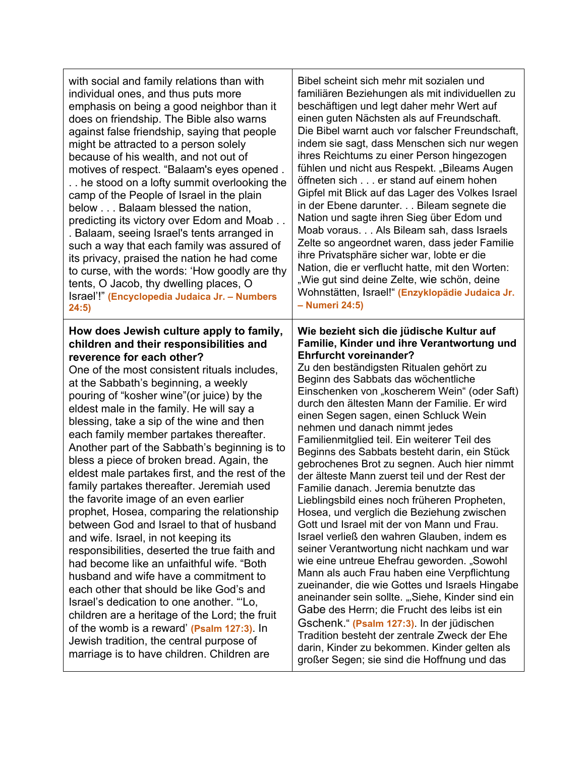| | |
|---|---|
| with social and family relations than with individual ones, and thus puts more emphasis on being a good neighbor than it does on friendship. The Bible also warns against false friendship, saying that people might be attracted to a person solely because of his wealth, and not out of motives of respect. “Balaam's eyes opened . . . he stood on a lofty summit overlooking the camp of the People of Israel in the plain below . . . Balaam blessed the nation, predicting its victory over Edom and Moab . . . Balaam, seeing Israel's tents arranged in such a way that each family was assured of its privacy, praised the nation he had come to curse, with the words: ‘How goodly are thy tents, O Jacob, thy dwelling places, O Israel’!” **(Encyclopedia Judaica Jr. – Numbers 24:5)** | Bibel scheint sich mehr mit sozialen und familiären Beziehungen als mit individuellen zu beschäftigen und legt daher mehr Wert auf einen guten Nächsten als auf Freundschaft. Die Bibel warnt auch vor falscher Freundschaft, indem sie sagt, dass Menschen sich nur wegen ihres Reichtums zu einer Person hingezogen fühlen und nicht aus Respekt. „Bileams Augen öffneten sich . . . er stand auf einem hohen Gipfel mit Blick auf das Lager des Volkes Israel in der Ebene darunter. . . Bileam segnete die Nation und sagte ihren Sieg über Edom und Moab voraus. . . Als Bileam sah, dass Israels Zelte so angeordnet waren, dass jeder Familie ihre Privatsphäre sicher war, lobte er die Nation, die er verflucht hatte, mit den Worten: „Wie gut sind deine Zelte, wie schön, deine Wohnstätten, Israel!“ **(Enzyklopädie Judaica Jr. – Numeri 24:5)** |
| **How does Jewish culture apply to family, children and their responsibilities and reverence for each other?** One of the most consistent rituals includes, at the Sabbath’s beginning, a weekly pouring of “kosher wine”(or juice) by the eldest male in the family. He will say a blessing, take a sip of the wine and then each family member partakes thereafter. Another part of the Sabbath’s beginning is to bless a piece of broken bread. Again, the eldest male partakes first, and the rest of the family partakes thereafter. Jeremiah used the favorite image of an even earlier prophet, Hosea, comparing the relationship between God and Israel to that of husband and wife. Israel, in not keeping its responsibilities, deserted the true faith and had become like an unfaithful wife. “Both husband and wife have a commitment to each other that should be like God’s and Israel’s dedication to one another. “‘Lo, children are a heritage of the Lord; the fruit of the womb is a reward’ **(Psalm 127:3)**. In Jewish tradition, the central purpose of marriage is to have children. Children are | **Wie bezieht sich die jüdische Kultur auf Familie, Kinder und ihre Verantwortung und Ehrfurcht voreinander?** Zu den beständigsten Ritualen gehört zu Beginn des Sabbats das wöchentliche Einschenken von „koscherem Wein“ (oder Saft) durch den ältesten Mann der Familie. Er wird einen Segen sagen, einen Schluck Wein nehmen und danach nimmt jedes Familienmitglied teil. Ein weiterer Teil des Beginns des Sabbats besteht darin, ein Stück gebrochenes Brot zu segnen. Auch hier nimmt der älteste Mann zuerst teil und der Rest der Familie danach. Jeremia benutzte das Lieblingsbild eines noch früheren Propheten, Hosea, und verglich die Beziehung zwischen Gott und Israel mit der von Mann und Frau. Israel verließ den wahren Glauben, indem es seiner Verantwortung nicht nachkam und war wie eine untreue Ehefrau geworden. „Sowohl Mann als auch Frau haben eine Verpflichtung zueinander, die wie Gottes und Israels Hingabe aneinander sein sollte. „„Siehe, Kinder sind ein Gabe des Herrn; die Frucht des leibs ist ein Gschenk.“ **(Psalm 127:3)**. In der jüdischen Tradition besteht der zentrale Zweck der Ehe darin, Kinder zu bekommen. Kinder gelten als großer Segen; sie sind die Hoffnung und das |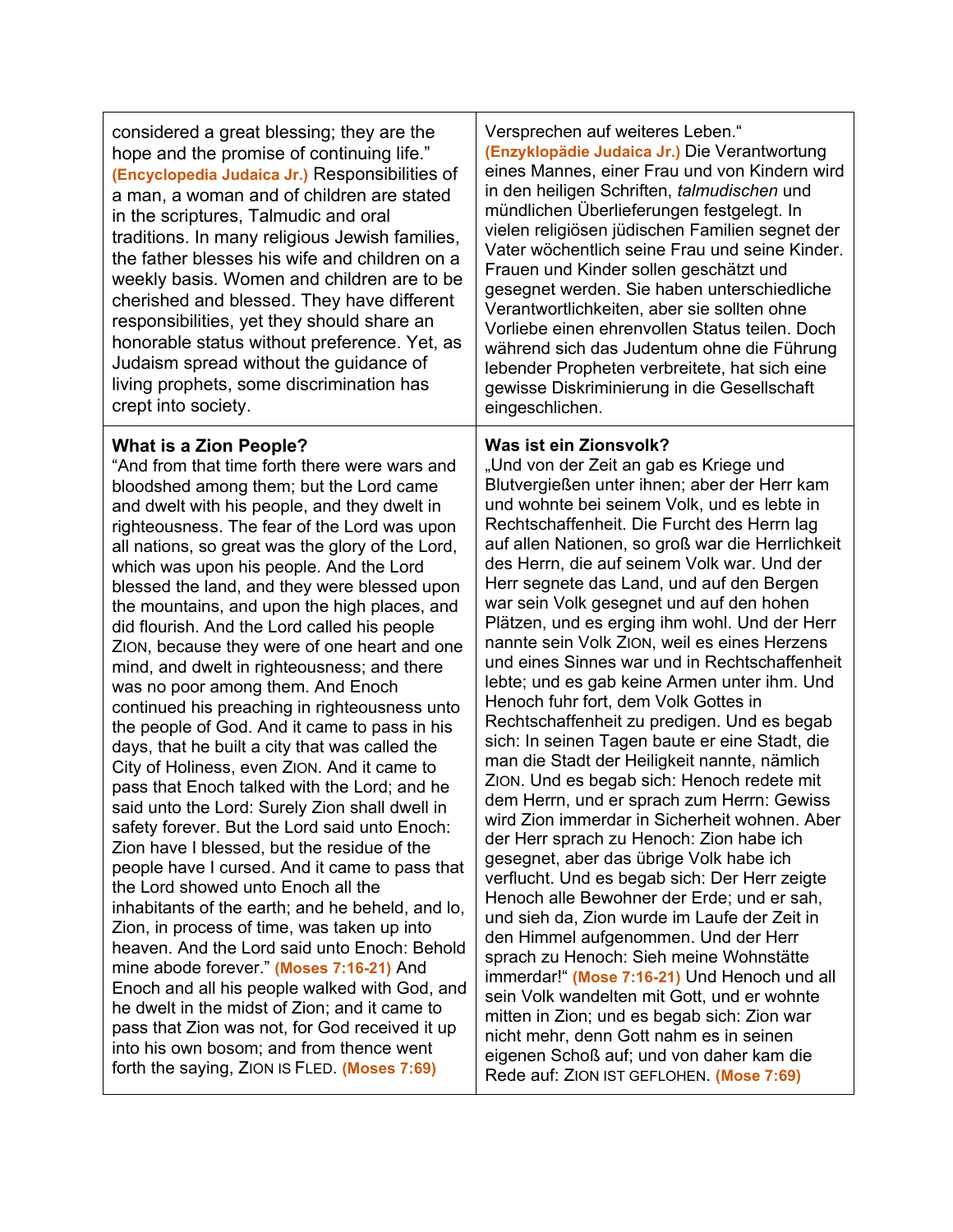| | |
|---|---|
| considered a great blessing; they are the hope and the promise of continuing life." **(Encyclopedia Judaica Jr.)** Responsibilities of a man, a woman and of children are stated in the scriptures, Talmudic and oral traditions. In many religious Jewish families, the father blesses his wife and children on a weekly basis. Women and children are to be cherished and blessed. They have different responsibilities, yet they should share an honorable status without preference. Yet, as Judaism spread without the guidance of living prophets, some discrimination has crept into society. | Versprechen auf weiteres Leben." **(Enzyklopädie Judaica Jr.)** Die Verantwortung eines Mannes, einer Frau und von Kindern wird in den heiligen Schriften, *talmudischen* und mündlichen Überlieferungen festgelegt. In vielen religiösen jüdischen Familien segnet der Vater wöchentlich seine Frau und seine Kinder. Frauen und Kinder sollen geschätzt und gesegnet werden. Sie haben unterschiedliche Verantwortlichkeiten, aber sie sollten ohne Vorliebe einen ehrenvollen Status teilen. Doch während sich das Judentum ohne die Führung lebender Propheten verbreitete, hat sich eine gewisse Diskriminierung in die Gesellschaft eingeschlichen. |
| **What is a Zion People?** "And from that time forth there were wars and bloodshed among them; but the Lord came and dwelt with his people, and they dwelt in righteousness. The fear of the Lord was upon all nations, so great was the glory of the Lord, which was upon his people. And the Lord blessed the land, and they were blessed upon the mountains, and upon the high places, and did flourish. And the Lord called his people ZION, because they were of one heart and one mind, and dwelt in righteousness; and there was no poor among them. And Enoch continued his preaching in righteousness unto the people of God. And it came to pass in his days, that he built a city that was called the City of Holiness, even ZION. And it came to pass that Enoch talked with the Lord; and he said unto the Lord: Surely Zion shall dwell in safety forever. But the Lord said unto Enoch: Zion have I blessed, but the residue of the people have I cursed. And it came to pass that the Lord showed unto Enoch all the inhabitants of the earth; and he beheld, and lo, Zion, in process of time, was taken up into heaven. And the Lord said unto Enoch: Behold mine abode forever." **(Moses 7:16-21)** And Enoch and all his people walked with God, and he dwelt in the midst of Zion; and it came to pass that Zion was not, for God received it up into his own bosom; and from thence went forth the saying, ZION IS FLED. **(Moses 7:69)** | **Was ist ein Zionsvolk?** „Und von der Zeit an gab es Kriege und Blutvergießen unter ihnen; aber der Herr kam und wohnte bei seinem Volk, und es lebte in Rechtschaffenheit. Die Furcht des Herrn lag auf allen Nationen, so groß war die Herrlichkeit des Herrn, die auf seinem Volk war. Und der Herr segnete das Land, und auf den Bergen war sein Volk gesegnet und auf den hohen Plätzen, und es erging ihm wohl. Und der Herr nannte sein Volk ZION, weil es eines Herzens und eines Sinnes war und in Rechtschaffenheit lebte; und es gab keine Armen unter ihm. Und Henoch fuhr fort, dem Volk Gottes in Rechtschaffenheit zu predigen. Und es begab sich: In seinen Tagen baute er eine Stadt, die man die Stadt der Heiligkeit nannte, nämlich ZION. Und es begab sich: Henoch redete mit dem Herrn, und er sprach zum Herrn: Gewiss wird Zion immerdar in Sicherheit wohnen. Aber der Herr sprach zu Henoch: Zion habe ich gesegnet, aber das übrige Volk habe ich verflucht. Und es begab sich: Der Herr zeigte Henoch alle Bewohner der Erde; und er sah, und sieh da, Zion wurde im Laufe der Zeit in den Himmel aufgenommen. Und der Herr sprach zu Henoch: Sieh meine Wohnstätte immerdar!" **(Mose 7:16-21)** Und Henoch und all sein Volk wandelten mit Gott, und er wohnte mitten in Zion; und es begab sich: Zion war nicht mehr, denn Gott nahm es in seinen eigenen Schoß auf; und von daher kam die Rede auf: ZION IST GEFLOHEN. **(Mose 7:69)** |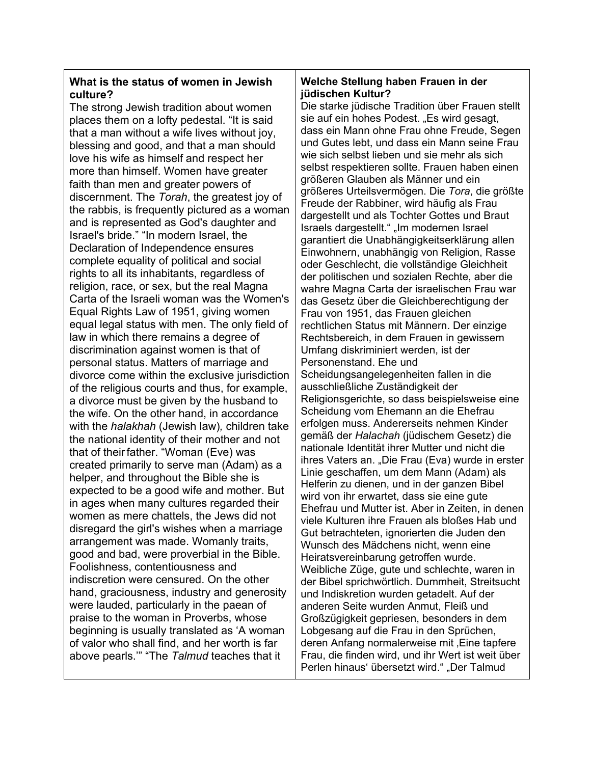| **What is the status of women in Jewish culture?** | **Welche Stellung haben Frauen in der jüdischen Kultur?** |
| --- | --- |
| The strong Jewish tradition about women places them on a lofty pedestal. “It is said that a man without a wife lives without joy, blessing and good, and that a man should love his wife as himself and respect her more than himself. Women have greater faith than men and greater powers of discernment. The *Torah*, the greatest joy of the rabbis, is frequently pictured as a woman and is represented as God's daughter and Israel's bride.” “In modern Israel, the Declaration of Independence ensures complete equality of political and social rights to all its inhabitants, regardless of religion, race, or sex, but the real Magna Carta of the Israeli woman was the Women's Equal Rights Law of 1951, giving women equal legal status with men. The only field of law in which there remains a degree of discrimination against women is that of personal status. Matters of marriage and divorce come within the exclusive jurisdiction of the religious courts and thus, for example, a divorce must be given by the husband to the wife. On the other hand, in accordance with the *halakhah* (Jewish law)*,* children take the national identity of their mother and not that of their father. “Woman (Eve) was created primarily to serve man (Adam) as a helper, and throughout the Bible she is expected to be a good wife and mother. But in ages when many cultures regarded their women as mere chattels, the Jews did not disregard the girl's wishes when a marriage arrangement was made. Womanly traits, good and bad, were proverbial in the Bible. Foolishness, contentiousness and indiscretion were censured. On the other hand, graciousness, industry and generosity were lauded, particularly in the paean of praise to the woman in Proverbs, whose beginning is usually translated as ‘A woman of valor who shall find, and her worth is far above pearls.’” “The *Talmud* teaches that it | Die starke jüdische Tradition über Frauen stellt sie auf ein hohes Podest. „Es wird gesagt, dass ein Mann ohne Frau ohne Freude, Segen und Gutes lebt, und dass ein Mann seine Frau wie sich selbst lieben und sie mehr als sich selbst respektieren sollte. Frauen haben einen größeren Glauben als Männer und ein größeres Urteilsvermögen. Die *Tora*, die größte Freude der Rabbiner, wird häufig als Frau dargestellt und als Tochter Gottes und Braut Israels dargestellt.“ „Im modernen Israel garantiert die Unabhängigkeitserklärung allen Einwohnern, unabhängig von Religion, Rasse oder Geschlecht, die vollständige Gleichheit der politischen und sozialen Rechte, aber die wahre Magna Carta der israelischen Frau war das Gesetz über die Gleichberechtigung der Frau von 1951, das Frauen gleichen rechtlichen Status mit Männern. Der einzige Rechtsbereich, in dem Frauen in gewissem Umfang diskriminiert werden, ist der Personenstand. Ehe und Scheidungsangelegenheiten fallen in die ausschließliche Zuständigkeit der Religionsgerichte, so dass beispielsweise eine Scheidung vom Ehemann an die Ehefrau erfolgen muss. Andererseits nehmen Kinder gemäß der *Halachah* (jüdischem Gesetz) die nationale Identität ihrer Mutter und nicht die ihres Vaters an. „Die Frau (Eva) wurde in erster Linie geschaffen, um dem Mann (Adam) als Helferin zu dienen, und in der ganzen Bibel wird von ihr erwartet, dass sie eine gute Ehefrau und Mutter ist. Aber in Zeiten, in denen viele Kulturen ihre Frauen als bloßes Hab und Gut betrachteten, ignorierten die Juden den Wunsch des Mädchens nicht, wenn eine Heiratsvereinbarung getroffen wurde. Weibliche Züge, gute und schlechte, waren in der Bibel sprichwörtlich. Dummheit, Streitsucht und Indiskretion wurden getadelt. Auf der anderen Seite wurden Anmut, Fleiß und Großzügigkeit gepriesen, besonders in dem Lobgesang auf die Frau in den Sprüchen, deren Anfang normalerweise mit ‚Eine tapfere Frau, die finden wird, und ihr Wert ist weit über Perlen hinaus‘ übersetzt wird.“ „Der Talmud |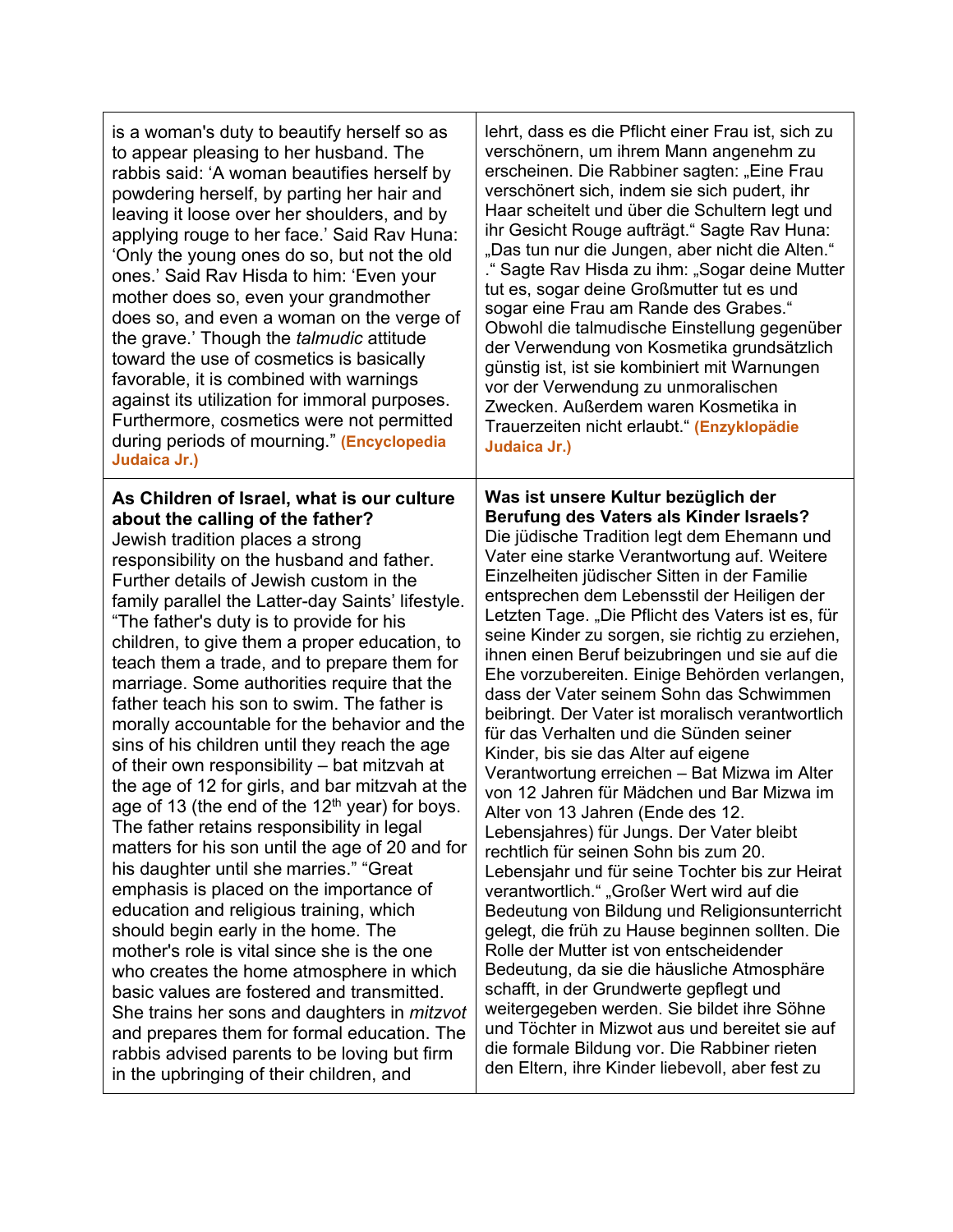| | |
|---|---|
| is a woman's duty to beautify herself so as to appear pleasing to her husband. The rabbis said: 'A woman beautifies herself by powdering herself, by parting her hair and leaving it loose over her shoulders, and by applying rouge to her face.' Said Rav Huna: 'Only the young ones do so, but not the old ones.' Said Rav Hisda to him: 'Even your mother does so, even your grandmother does so, and even a woman on the verge of the grave.' Though the *talmudic* attitude toward the use of cosmetics is basically favorable, it is combined with warnings against its utilization for immoral purposes. Furthermore, cosmetics were not permitted during periods of mourning." **(Encyclopedia Judaica Jr.)** | lehrt, dass es die Pflicht einer Frau ist, sich zu verschönern, um ihrem Mann angenehm zu erscheinen. Die Rabbiner sagten: „Eine Frau verschönert sich, indem sie sich pudert, ihr Haar scheitelt und über die Schultern legt und ihr Gesicht Rouge aufträgt." Sagte Rav Huna: „Das tun nur die Jungen, aber nicht die Alten." ." Sagte Rav Hisda zu ihm: „Sogar deine Mutter tut es, sogar deine Großmutter tut es und sogar eine Frau am Rande des Grabes." Obwohl die talmudische Einstellung gegenüber der Verwendung von Kosmetika grundsätzlich günstig ist, ist sie kombiniert mit Warnungen vor der Verwendung zu unmoralischen Zwecken. Außerdem waren Kosmetika in Trauerzeiten nicht erlaubt." **(Enzyklopädie Judaica Jr.)** |
| **As Children of Israel, what is our culture about the calling of the father?** Jewish tradition places a strong responsibility on the husband and father. Further details of Jewish custom in the family parallel the Latter-day Saints' lifestyle. "The father's duty is to provide for his children, to give them a proper education, to teach them a trade, and to prepare them for marriage. Some authorities require that the father teach his son to swim. The father is morally accountable for the behavior and the sins of his children until they reach the age of their own responsibility – bat mitzvah at the age of 12 for girls, and bar mitzvah at the age of 13 (the end of the 12th year) for boys. The father retains responsibility in legal matters for his son until the age of 20 and for his daughter until she marries." "Great emphasis is placed on the importance of education and religious training, which should begin early in the home. The mother's role is vital since she is the one who creates the home atmosphere in which basic values are fostered and transmitted. She trains her sons and daughters in *mitzvot* and prepares them for formal education. The rabbis advised parents to be loving but firm in the upbringing of their children, and | **Was ist unsere Kultur bezüglich der Berufung des Vaters als Kinder Israels?** Die jüdische Tradition legt dem Ehemann und Vater eine starke Verantwortung auf. Weitere Einzelheiten jüdischer Sitten in der Familie entsprechen dem Lebensstil der Heiligen der Letzten Tage. „Die Pflicht des Vaters ist es, für seine Kinder zu sorgen, sie richtig zu erziehen, ihnen einen Beruf beizubringen und sie auf die Ehe vorzubereiten. Einige Behörden verlangen, dass der Vater seinem Sohn das Schwimmen beibringt. Der Vater ist moralisch verantwortlich für das Verhalten und die Sünden seiner Kinder, bis sie das Alter auf eigene Verantwortung erreichen – Bat Mizwa im Alter von 12 Jahren für Mädchen und Bar Mizwa im Alter von 13 Jahren (Ende des 12. Lebensjahres) für Jungs. Der Vater bleibt rechtlich für seinen Sohn bis zum 20. Lebensjahr und für seine Tochter bis zur Heirat verantwortlich." „Großer Wert wird auf die Bedeutung von Bildung und Religionsunterricht gelegt, die früh zu Hause beginnen sollten. Die Rolle der Mutter ist von entscheidender Bedeutung, da sie die häusliche Atmosphäre schafft, in der Grundwerte gepflegt und weitergegeben werden. Sie bildet ihre Söhne und Töchter in Mizwot aus und bereitet sie auf die formale Bildung vor. Die Rabbiner rieten den Eltern, ihre Kinder liebevoll, aber fest zu |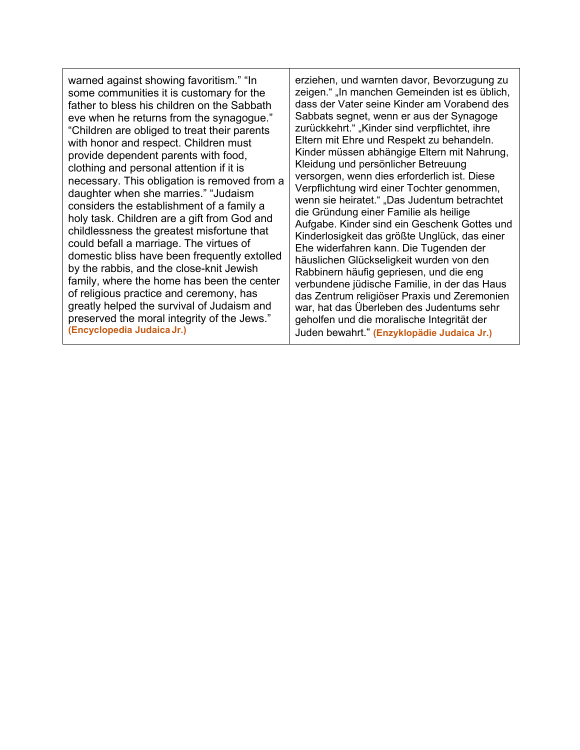| | |
|---|---|
| warned against showing favoritism." "In some communities it is customary for the father to bless his children on the Sabbath eve when he returns from the synagogue." "Children are obliged to treat their parents with honor and respect. Children must provide dependent parents with food, clothing and personal attention if it is necessary. This obligation is removed from a daughter when she marries." "Judaism considers the establishment of a family a holy task. Children are a gift from God and childlessness the greatest misfortune that could befall a marriage. The virtues of domestic bliss have been frequently extolled by the rabbis, and the close-knit Jewish family, where the home has been the center of religious practice and ceremony, has greatly helped the survival of Judaism and preserved the moral integrity of the Jews." **(Encyclopedia Judaica Jr.)** | erziehen, und warnten davor, Bevorzugung zu zeigen." „In manchen Gemeinden ist es üblich, dass der Vater seine Kinder am Vorabend des Sabbats segnet, wenn er aus der Synagoge zurückkehrt." „Kinder sind verpflichtet, ihre Eltern mit Ehre und Respekt zu behandeln. Kinder müssen abhängige Eltern mit Nahrung, Kleidung und persönlicher Betreuung versorgen, wenn dies erforderlich ist. Diese Verpflichtung wird einer Tochter genommen, wenn sie heiratet." „Das Judentum betrachtet die Gründung einer Familie als heilige Aufgabe. Kinder sind ein Geschenk Gottes und Kinderlosigkeit das größte Unglück, das einer Ehe widerfahren kann. Die Tugenden der häuslichen Glückseligkeit wurden von den Rabbinern häufig gepriesen, und die eng verbundene jüdische Familie, in der das Haus das Zentrum religiöser Praxis und Zeremonien war, hat das Überleben des Judentums sehr geholfen und die moralische Integrität der Juden bewahrt." **(Enzyklopädie Judaica Jr.)** |